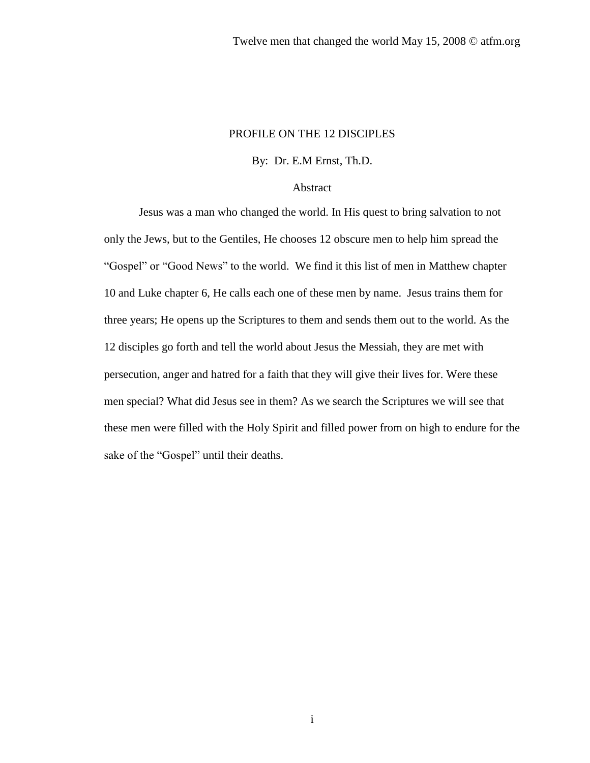# PROFILE ON THE 12 DISCIPLES

By: Dr. E.M Ernst, Th.D.

## Abstract

Jesus was a man who changed the world. In His quest to bring salvation to not only the Jews, but to the Gentiles, He chooses 12 obscure men to help him spread the "Gospel" or "Good News" to the world. We find it this list of men in Matthew chapter 10 and Luke chapter 6, He calls each one of these men by name. Jesus trains them for three years; He opens up the Scriptures to them and sends them out to the world. As the 12 disciples go forth and tell the world about Jesus the Messiah, they are met with persecution, anger and hatred for a faith that they will give their lives for. Were these men special? What did Jesus see in them? As we search the Scriptures we will see that these men were filled with the Holy Spirit and filled power from on high to endure for the sake of the "Gospel" until their deaths.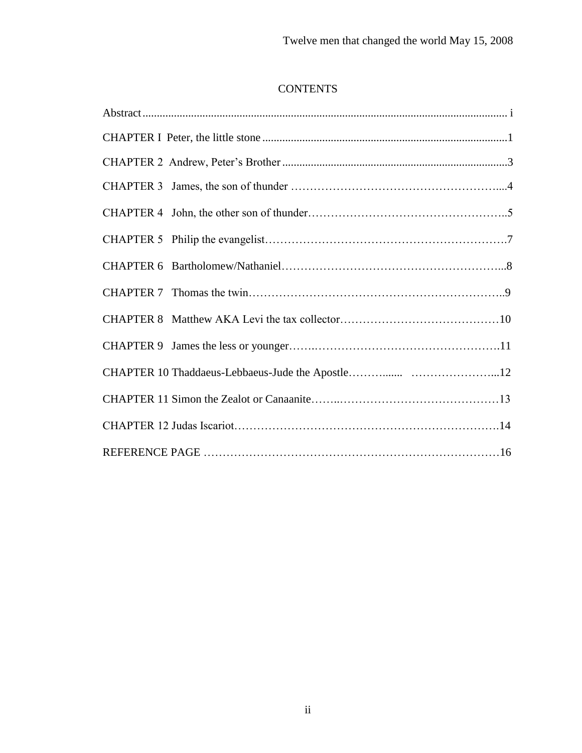# CONTENTS

Abstract ............................................................................................................................ i

CHAPTER I Peter, the little stone .....................................................................................1

CHAPTER 2 Andrew, Peter's Brother .............................................................................3

CHAPTER 3 James, the son of thunder ………………………………………………....4

CHAPTER 4 John, the other son of thunder……………………………………………..5

CHAPTER 5 Philip the evangelist……………………………………………………….7

CHAPTER 6 Bartholomew/Nathaniel…………………………………………………...8

CHAPTER 7 Thomas the twin…………………………………………………………..9

CHAPTER 8 Matthew AKA Levi the tax collector……………………………………10

CHAPTER 9 James the less or younger…….…………………………………………..11

CHAPTER 10 Thaddaeus-Lebbaeus-Jude the Apostle………...... …………………...12

CHAPTER 11 Simon the Zealot or Canaanite……..……………………………………13

CHAPTER 12 Judas Iscariot…………………………………………………………….14

REFERENCE PAGE ……………………………………………………………………16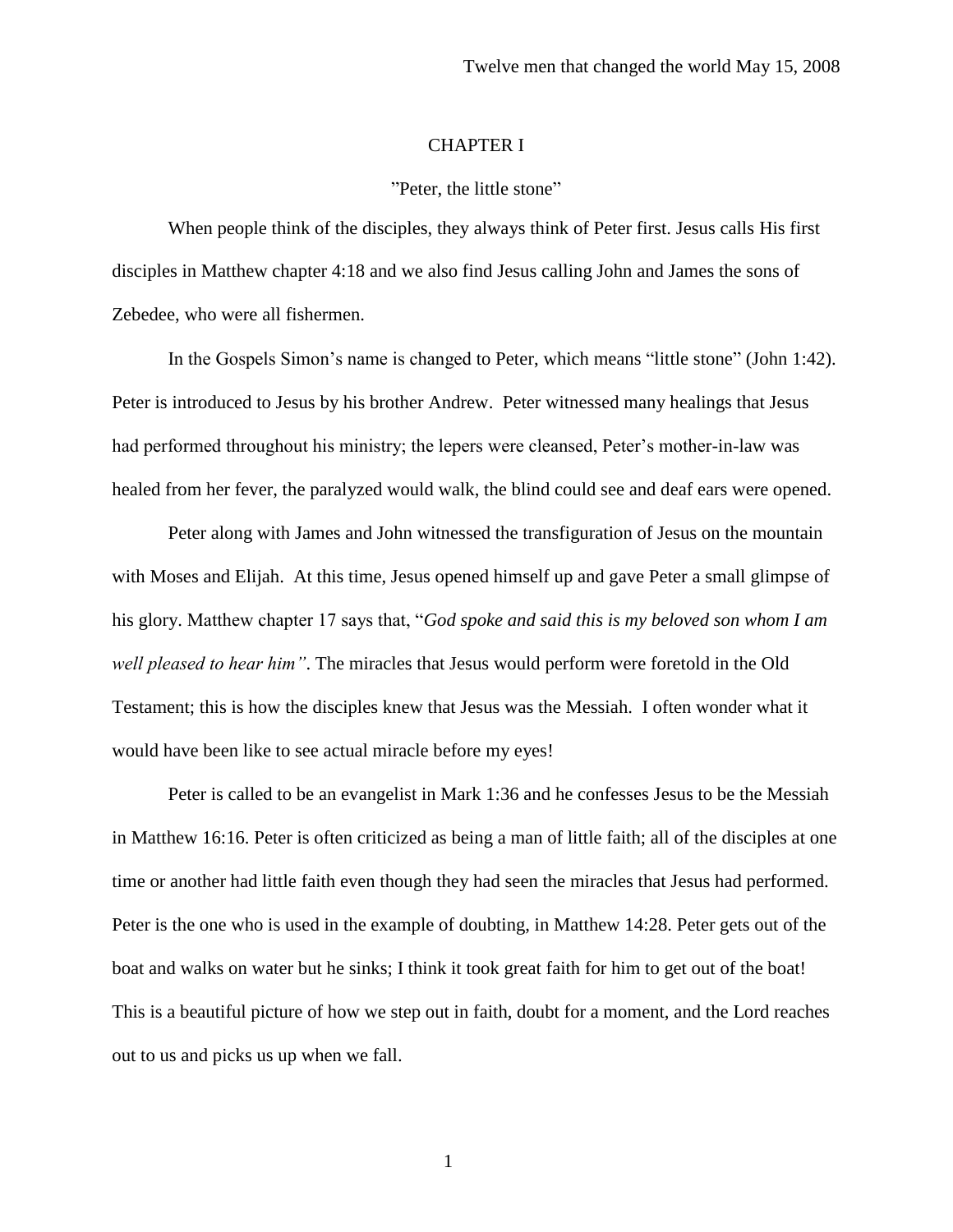# CHAPTER I

## ”Peter, the little stone”

When people think of the disciples, they always think of Peter first. Jesus calls His first disciples in Matthew chapter 4:18 and we also find Jesus calling John and James the sons of Zebedee, who were all fishermen.

In the Gospels Simon’s name is changed to Peter, which means “little stone” (John 1:42). Peter is introduced to Jesus by his brother Andrew. Peter witnessed many healings that Jesus had performed throughout his ministry; the lepers were cleansed, Peter’s mother-in-law was healed from her fever, the paralyzed would walk, the blind could see and deaf ears were opened.

Peter along with James and John witnessed the transfiguration of Jesus on the mountain with Moses and Elijah. At this time, Jesus opened himself up and gave Peter a small glimpse of his glory. Matthew chapter 17 says that, “*God spoke and said this is my beloved son whom I am well pleased to hear him”*. The miracles that Jesus would perform were foretold in the Old Testament; this is how the disciples knew that Jesus was the Messiah. I often wonder what it would have been like to see actual miracle before my eyes!

Peter is called to be an evangelist in Mark 1:36 and he confesses Jesus to be the Messiah in Matthew 16:16. Peter is often criticized as being a man of little faith; all of the disciples at one time or another had little faith even though they had seen the miracles that Jesus had performed. Peter is the one who is used in the example of doubting, in Matthew 14:28. Peter gets out of the boat and walks on water but he sinks; I think it took great faith for him to get out of the boat! This is a beautiful picture of how we step out in faith, doubt for a moment, and the Lord reaches out to us and picks us up when we fall.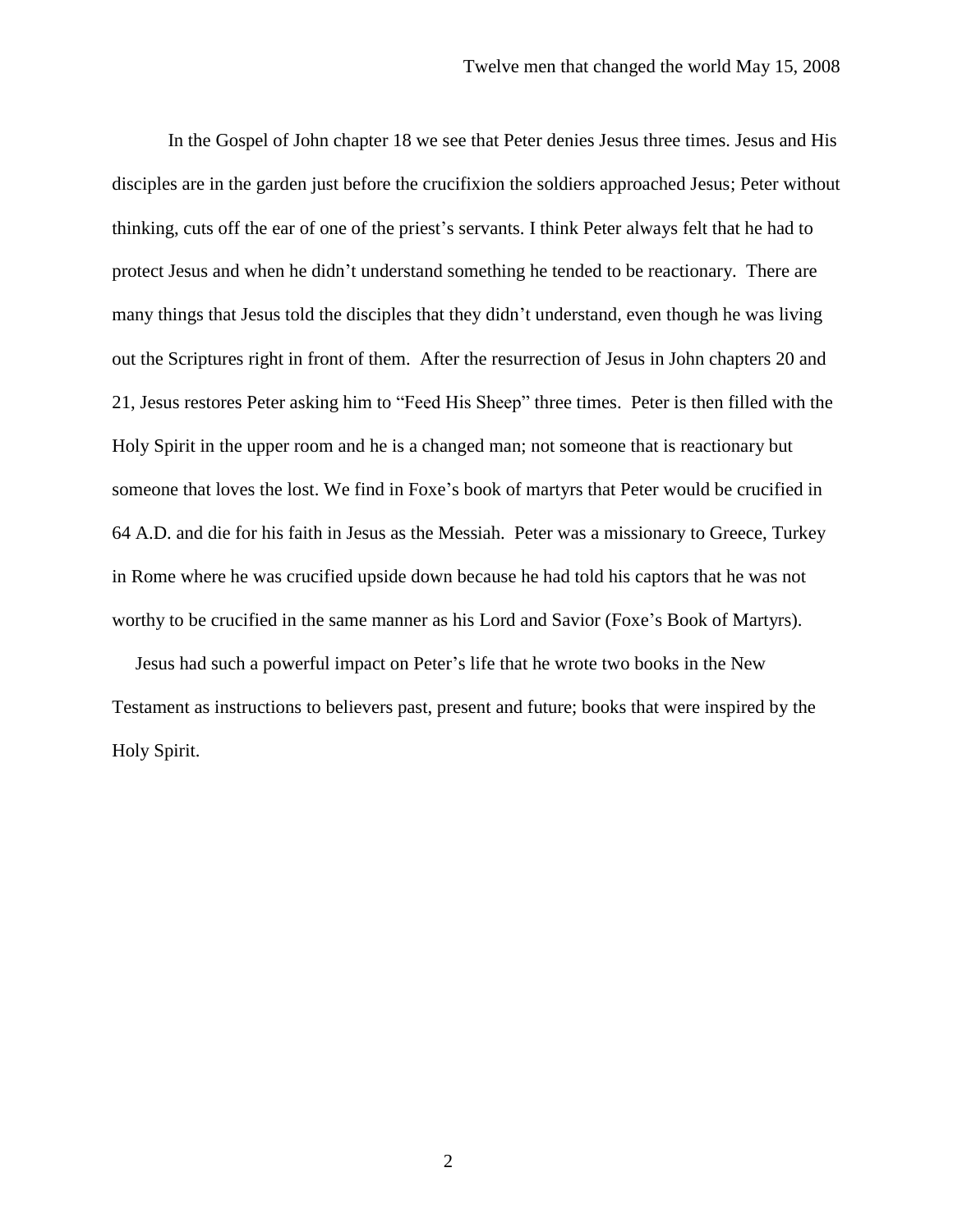In the Gospel of John chapter 18 we see that Peter denies Jesus three times. Jesus and His disciples are in the garden just before the crucifixion the soldiers approached Jesus; Peter without thinking, cuts off the ear of one of the priest's servants. I think Peter always felt that he had to protect Jesus and when he didn't understand something he tended to be reactionary. There are many things that Jesus told the disciples that they didn't understand, even though he was living out the Scriptures right in front of them. After the resurrection of Jesus in John chapters 20 and 21, Jesus restores Peter asking him to "Feed His Sheep" three times. Peter is then filled with the Holy Spirit in the upper room and he is a changed man; not someone that is reactionary but someone that loves the lost. We find in Foxe's book of martyrs that Peter would be crucified in 64 A.D. and die for his faith in Jesus as the Messiah. Peter was a missionary to Greece, Turkey in Rome where he was crucified upside down because he had told his captors that he was not worthy to be crucified in the same manner as his Lord and Savior (Foxe's Book of Martyrs).

Jesus had such a powerful impact on Peter's life that he wrote two books in the New Testament as instructions to believers past, present and future; books that were inspired by the Holy Spirit.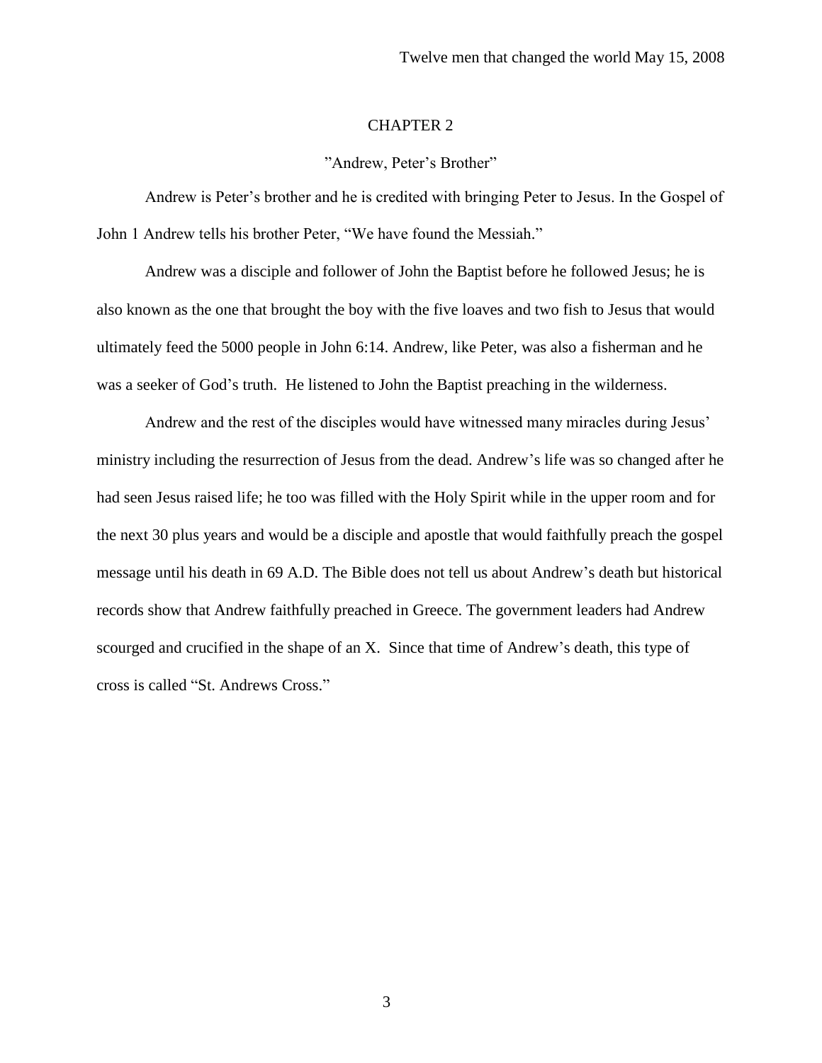# CHAPTER 2

## ”Andrew, Peter’s Brother”

Andrew is Peter’s brother and he is credited with bringing Peter to Jesus. In the Gospel of John 1 Andrew tells his brother Peter, “We have found the Messiah.”

Andrew was a disciple and follower of John the Baptist before he followed Jesus; he is also known as the one that brought the boy with the five loaves and two fish to Jesus that would ultimately feed the 5000 people in John 6:14. Andrew, like Peter, was also a fisherman and he was a seeker of God’s truth. He listened to John the Baptist preaching in the wilderness.

Andrew and the rest of the disciples would have witnessed many miracles during Jesus’ ministry including the resurrection of Jesus from the dead. Andrew’s life was so changed after he had seen Jesus raised life; he too was filled with the Holy Spirit while in the upper room and for the next 30 plus years and would be a disciple and apostle that would faithfully preach the gospel message until his death in 69 A.D. The Bible does not tell us about Andrew’s death but historical records show that Andrew faithfully preached in Greece. The government leaders had Andrew scourged and crucified in the shape of an X. Since that time of Andrew’s death, this type of cross is called “St. Andrews Cross.”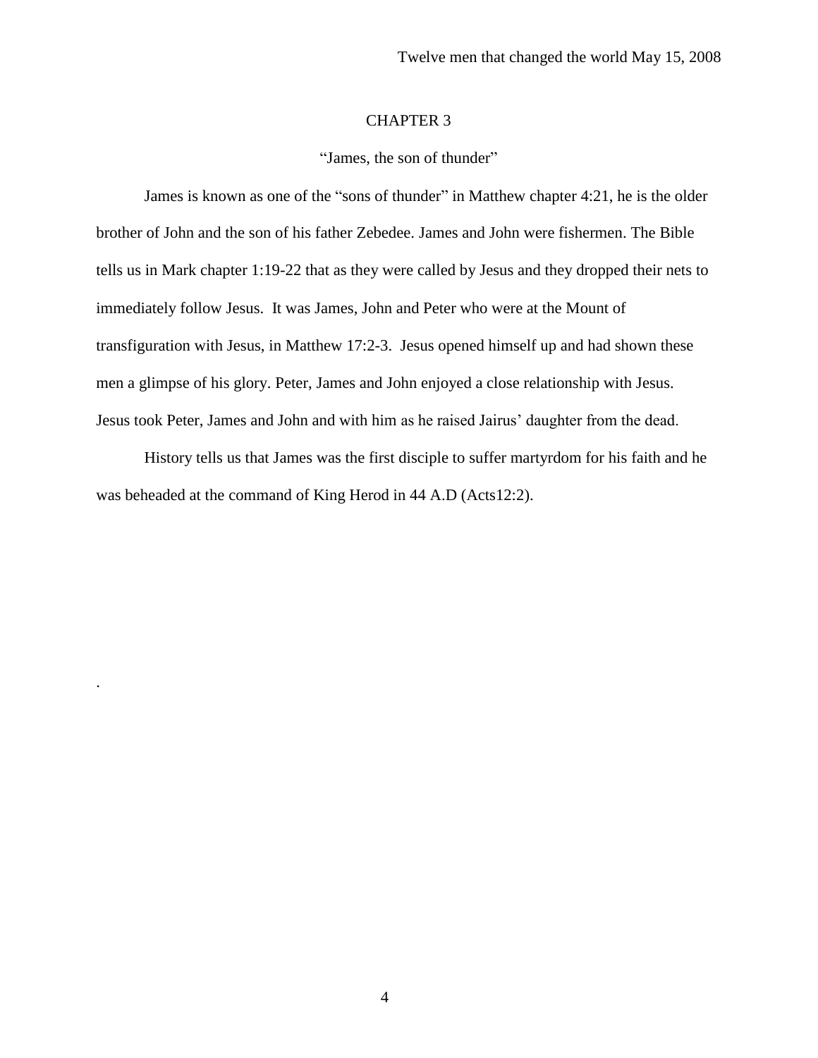# CHAPTER 3

## "James, the son of thunder"

James is known as one of the "sons of thunder" in Matthew chapter 4:21, he is the older brother of John and the son of his father Zebedee. James and John were fishermen. The Bible tells us in Mark chapter 1:19-22 that as they were called by Jesus and they dropped their nets to immediately follow Jesus. It was James, John and Peter who were at the Mount of transfiguration with Jesus, in Matthew 17:2-3. Jesus opened himself up and had shown these men a glimpse of his glory. Peter, James and John enjoyed a close relationship with Jesus. Jesus took Peter, James and John and with him as he raised Jairus' daughter from the dead.

History tells us that James was the first disciple to suffer martyrdom for his faith and he was beheaded at the command of King Herod in 44 A.D (Acts12:2).

.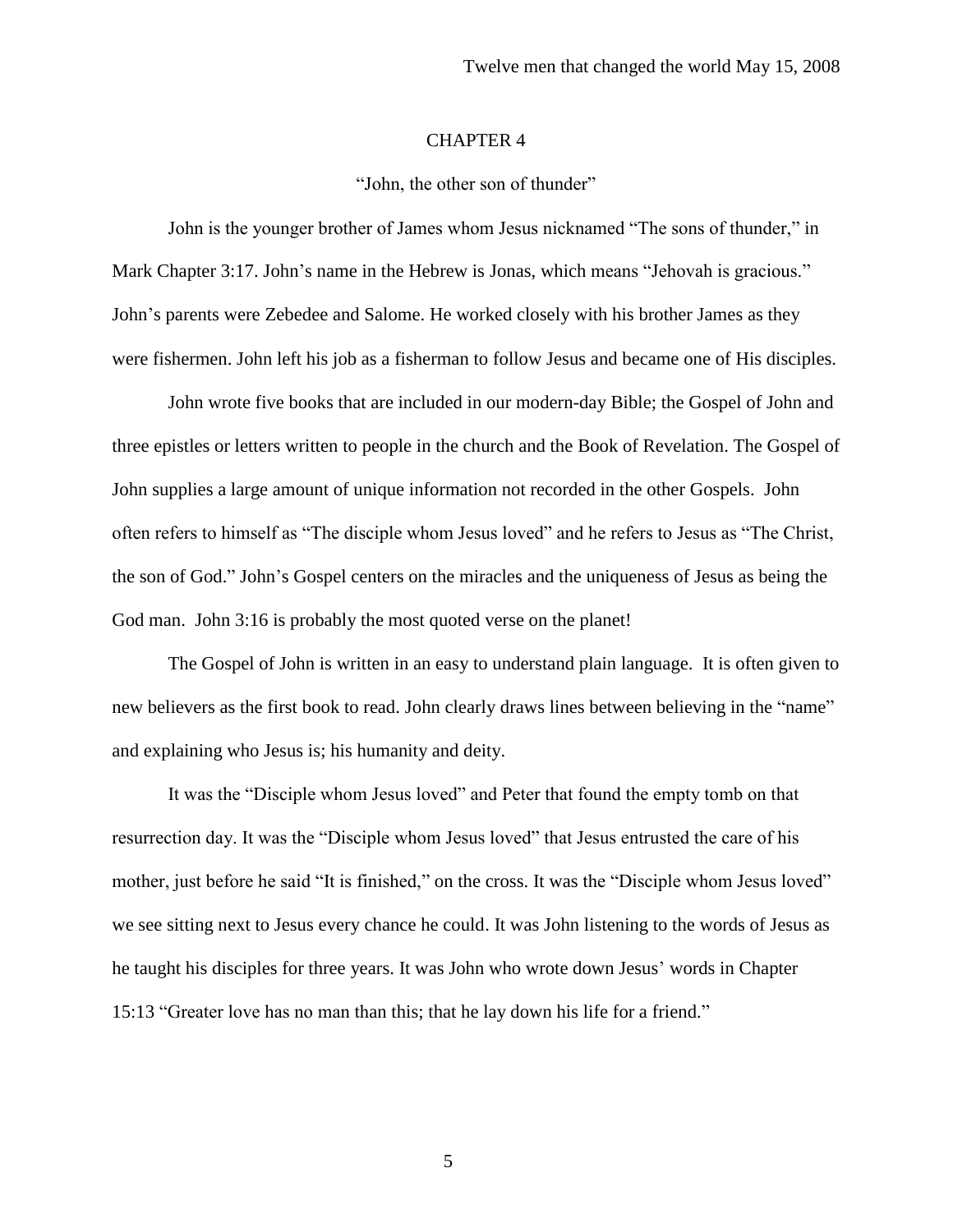# CHAPTER 4

## "John, the other son of thunder"

John is the younger brother of James whom Jesus nicknamed "The sons of thunder," in Mark Chapter 3:17. John's name in the Hebrew is Jonas, which means "Jehovah is gracious." John's parents were Zebedee and Salome. He worked closely with his brother James as they were fishermen. John left his job as a fisherman to follow Jesus and became one of His disciples.

John wrote five books that are included in our modern-day Bible; the Gospel of John and three epistles or letters written to people in the church and the Book of Revelation. The Gospel of John supplies a large amount of unique information not recorded in the other Gospels. John often refers to himself as "The disciple whom Jesus loved" and he refers to Jesus as "The Christ, the son of God." John's Gospel centers on the miracles and the uniqueness of Jesus as being the God man. John 3:16 is probably the most quoted verse on the planet!

The Gospel of John is written in an easy to understand plain language. It is often given to new believers as the first book to read. John clearly draws lines between believing in the "name" and explaining who Jesus is; his humanity and deity.

It was the "Disciple whom Jesus loved" and Peter that found the empty tomb on that resurrection day. It was the "Disciple whom Jesus loved" that Jesus entrusted the care of his mother, just before he said "It is finished," on the cross. It was the "Disciple whom Jesus loved" we see sitting next to Jesus every chance he could. It was John listening to the words of Jesus as he taught his disciples for three years. It was John who wrote down Jesus' words in Chapter 15:13 "Greater love has no man than this; that he lay down his life for a friend."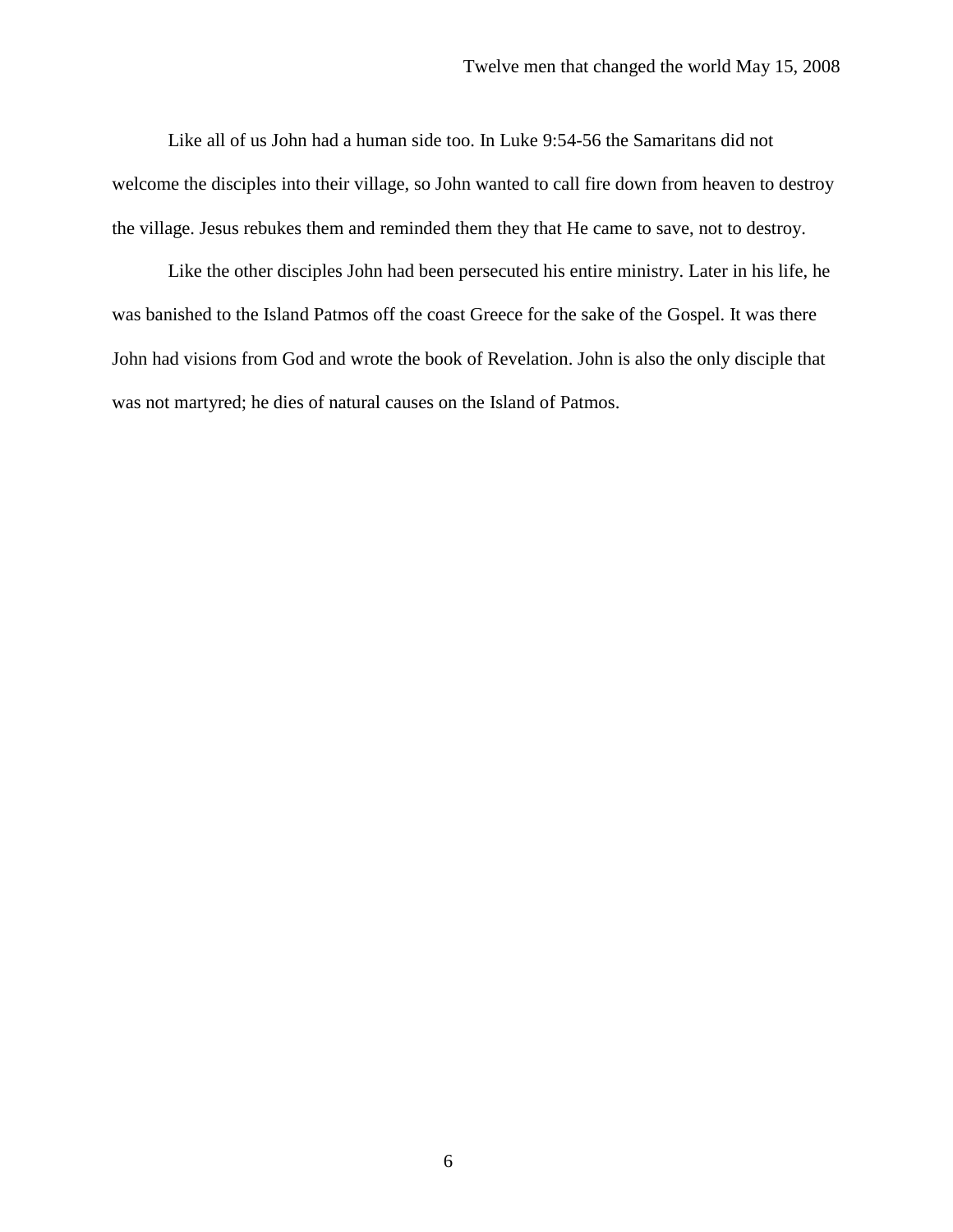Like all of us John had a human side too. In Luke 9:54-56 the Samaritans did not welcome the disciples into their village, so John wanted to call fire down from heaven to destroy the village. Jesus rebukes them and reminded them they that He came to save, not to destroy.

Like the other disciples John had been persecuted his entire ministry. Later in his life, he was banished to the Island Patmos off the coast Greece for the sake of the Gospel. It was there John had visions from God and wrote the book of Revelation. John is also the only disciple that was not martyred; he dies of natural causes on the Island of Patmos.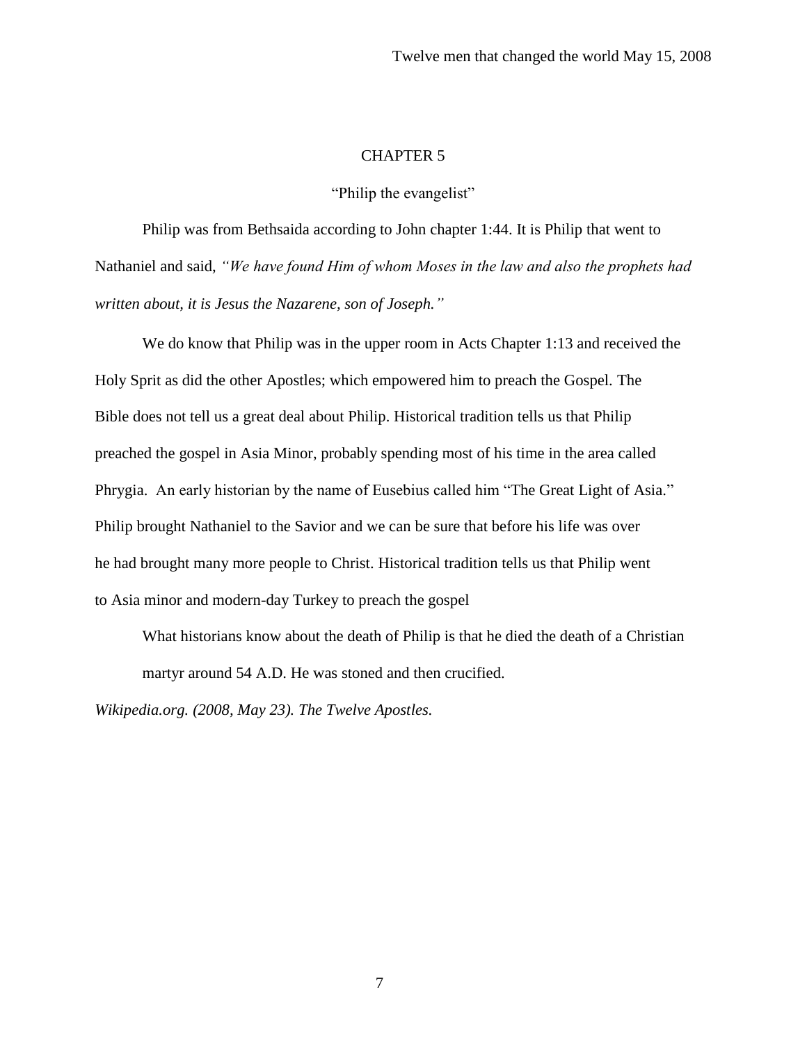# CHAPTER 5

## "Philip the evangelist"

Philip was from Bethsaida according to John chapter 1:44. It is Philip that went to Nathaniel and said, *"We have found Him of whom Moses in the law and also the prophets had written about, it is Jesus the Nazarene, son of Joseph."*

We do know that Philip was in the upper room in Acts Chapter 1:13 and received the Holy Sprit as did the other Apostles; which empowered him to preach the Gospel. The Bible does not tell us a great deal about Philip. Historical tradition tells us that Philip preached the gospel in Asia Minor, probably spending most of his time in the area called Phrygia. An early historian by the name of Eusebius called him "The Great Light of Asia." Philip brought Nathaniel to the Savior and we can be sure that before his life was over he had brought many more people to Christ. Historical tradition tells us that Philip went to Asia minor and modern-day Turkey to preach the gospel

What historians know about the death of Philip is that he died the death of a Christian martyr around 54 A.D. He was stoned and then crucified.

*Wikipedia.org. (2008, May 23). The Twelve Apostles.*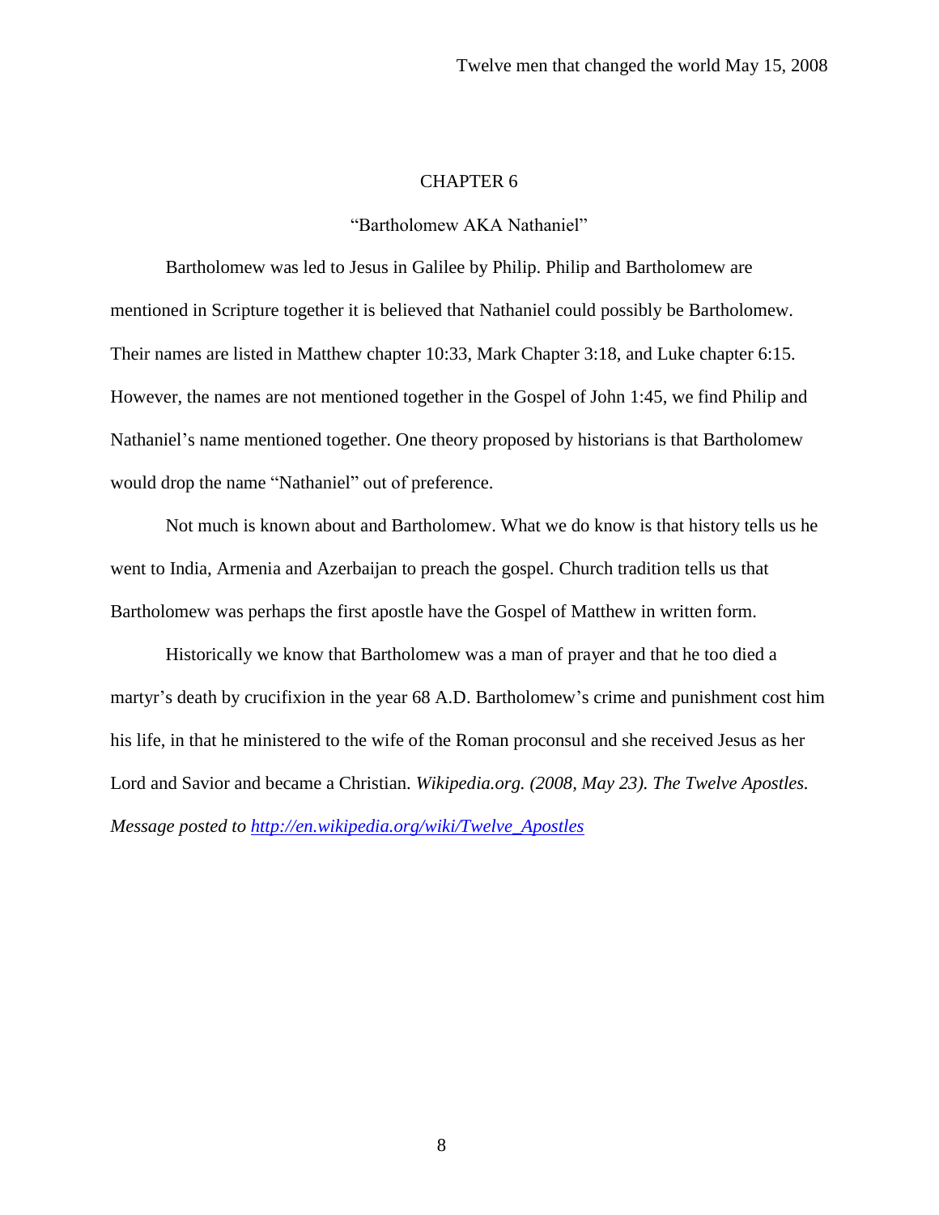# CHAPTER 6

## "Bartholomew AKA Nathaniel"

Bartholomew was led to Jesus in Galilee by Philip. Philip and Bartholomew are mentioned in Scripture together it is believed that Nathaniel could possibly be Bartholomew. Their names are listed in Matthew chapter 10:33, Mark Chapter 3:18, and Luke chapter 6:15. However, the names are not mentioned together in the Gospel of John 1:45, we find Philip and Nathaniel's name mentioned together. One theory proposed by historians is that Bartholomew would drop the name "Nathaniel" out of preference.

Not much is known about and Bartholomew. What we do know is that history tells us he went to India, Armenia and Azerbaijan to preach the gospel. Church tradition tells us that Bartholomew was perhaps the first apostle have the Gospel of Matthew in written form.

Historically we know that Bartholomew was a man of prayer and that he too died a martyr's death by crucifixion in the year 68 A.D. Bartholomew's crime and punishment cost him his life, in that he ministered to the wife of the Roman proconsul and she received Jesus as her Lord and Savior and became a Christian. *Wikipedia.org. (2008, May 23). The Twelve Apostles. Message posted to [http://en.wikipedia.org/wiki/Twelve_Apostles](http://en.wikipedia.org/wiki/Twelve_Apostles)*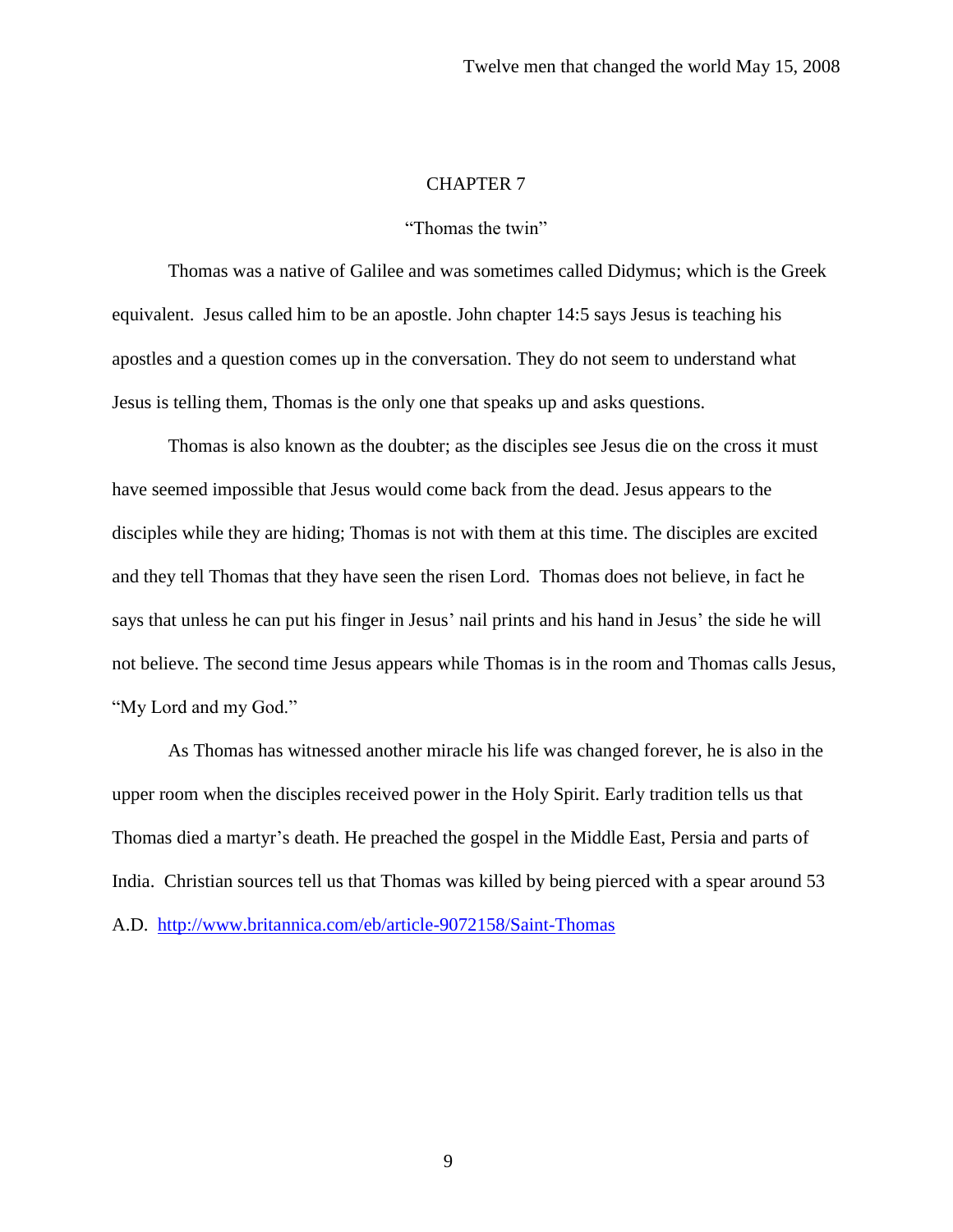# CHAPTER 7

## "Thomas the twin"

Thomas was a native of Galilee and was sometimes called Didymus; which is the Greek equivalent. Jesus called him to be an apostle. John chapter 14:5 says Jesus is teaching his apostles and a question comes up in the conversation. They do not seem to understand what Jesus is telling them, Thomas is the only one that speaks up and asks questions.

Thomas is also known as the doubter; as the disciples see Jesus die on the cross it must have seemed impossible that Jesus would come back from the dead. Jesus appears to the disciples while they are hiding; Thomas is not with them at this time. The disciples are excited and they tell Thomas that they have seen the risen Lord. Thomas does not believe, in fact he says that unless he can put his finger in Jesus' nail prints and his hand in Jesus' the side he will not believe. The second time Jesus appears while Thomas is in the room and Thomas calls Jesus, "My Lord and my God."

As Thomas has witnessed another miracle his life was changed forever, he is also in the upper room when the disciples received power in the Holy Spirit. Early tradition tells us that Thomas died a martyr's death. He preached the gospel in the Middle East, Persia and parts of India. Christian sources tell us that Thomas was killed by being pierced with a spear around 53 A.D. http://www.britannica.com/eb/article-9072158/Saint-Thomas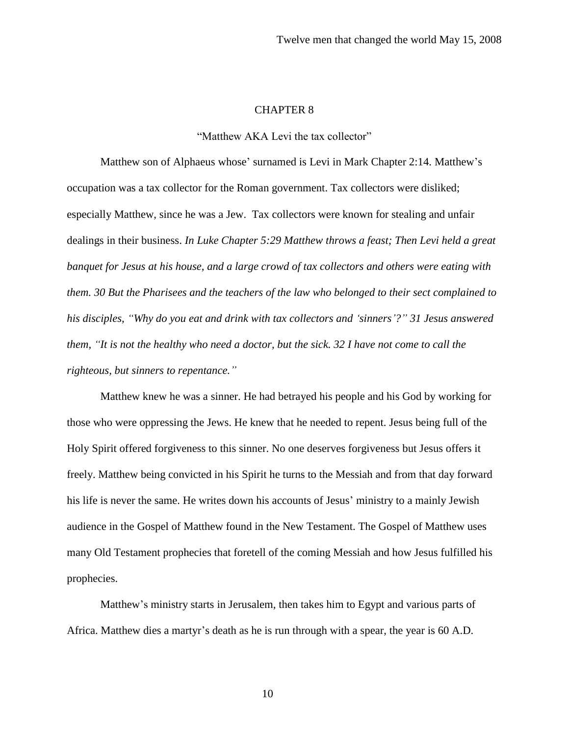# CHAPTER 8

## "Matthew AKA Levi the tax collector"

Matthew son of Alphaeus whose' surnamed is Levi in Mark Chapter 2:14. Matthew's occupation was a tax collector for the Roman government. Tax collectors were disliked; especially Matthew, since he was a Jew. Tax collectors were known for stealing and unfair dealings in their business. *In Luke Chapter 5:29 Matthew throws a feast; Then Levi held a great banquet for Jesus at his house, and a large crowd of tax collectors and others were eating with them. 30 But the Pharisees and the teachers of the law who belonged to their sect complained to his disciples, "Why do you eat and drink with tax collectors and 'sinners'?" 31 Jesus answered them, "It is not the healthy who need a doctor, but the sick. 32 I have not come to call the righteous, but sinners to repentance."*

Matthew knew he was a sinner. He had betrayed his people and his God by working for those who were oppressing the Jews. He knew that he needed to repent. Jesus being full of the Holy Spirit offered forgiveness to this sinner. No one deserves forgiveness but Jesus offers it freely. Matthew being convicted in his Spirit he turns to the Messiah and from that day forward his life is never the same. He writes down his accounts of Jesus' ministry to a mainly Jewish audience in the Gospel of Matthew found in the New Testament. The Gospel of Matthew uses many Old Testament prophecies that foretell of the coming Messiah and how Jesus fulfilled his prophecies.

Matthew's ministry starts in Jerusalem, then takes him to Egypt and various parts of Africa. Matthew dies a martyr's death as he is run through with a spear, the year is 60 A.D.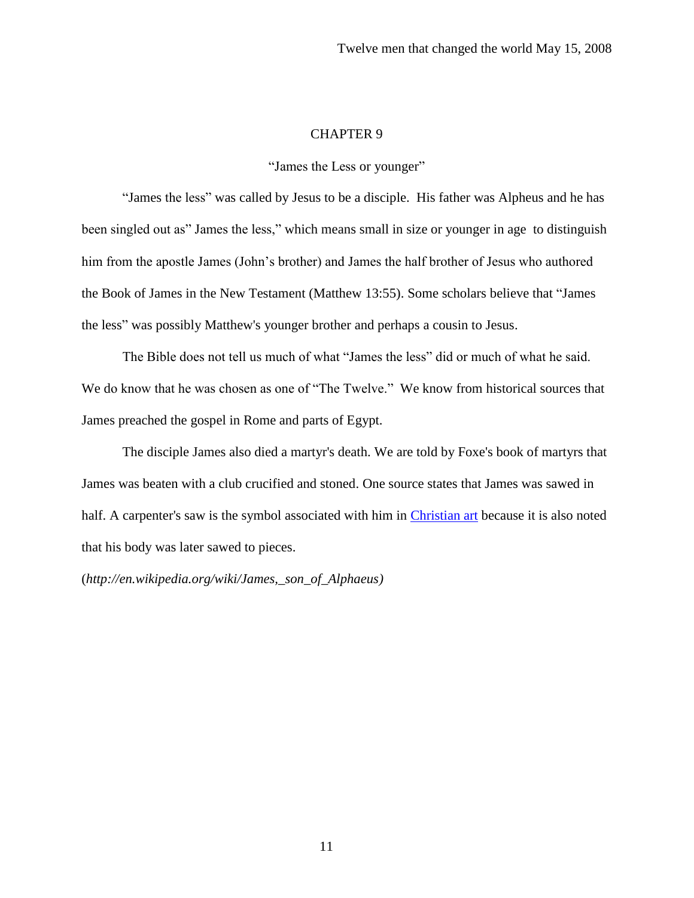# CHAPTER 9

## "James the Less or younger"

"James the less" was called by Jesus to be a disciple. His father was Alpheus and he has been singled out as" James the less," which means small in size or younger in age to distinguish him from the apostle James (John's brother) and James the half brother of Jesus who authored the Book of James in the New Testament (Matthew 13:55). Some scholars believe that "James the less" was possibly Matthew's younger brother and perhaps a cousin to Jesus.

The Bible does not tell us much of what "James the less" did or much of what he said. We do know that he was chosen as one of "The Twelve." We know from historical sources that James preached the gospel in Rome and parts of Egypt.

The disciple James also died a martyr's death. We are told by Foxe's book of martyrs that James was beaten with a club crucified and stoned. One source states that James was sawed in half. A carpenter's saw is the symbol associated with him in Christian art because it is also noted that his body was later sawed to pieces.

(*http://en.wikipedia.org/wiki/James,_son_of_Alphaeus)*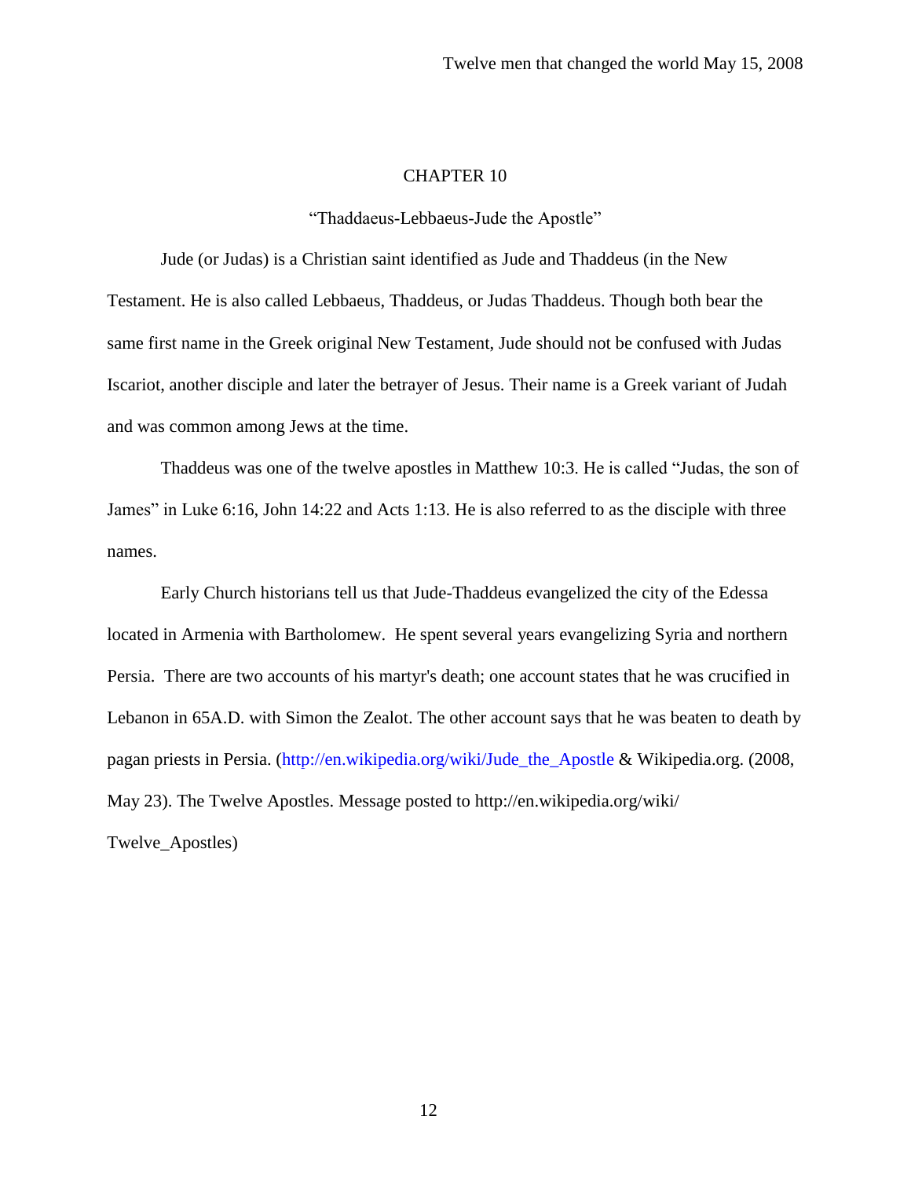# CHAPTER 10

## "Thaddaeus-Lebbaeus-Jude the Apostle"

Jude (or Judas) is a Christian saint identified as Jude and Thaddeus (in the New Testament. He is also called Lebbaeus, Thaddeus, or Judas Thaddeus. Though both bear the same first name in the Greek original New Testament, Jude should not be confused with Judas Iscariot, another disciple and later the betrayer of Jesus. Their name is a Greek variant of Judah and was common among Jews at the time.

Thaddeus was one of the twelve apostles in Matthew 10:3. He is called "Judas, the son of James" in Luke 6:16, John 14:22 and Acts 1:13. He is also referred to as the disciple with three names.

Early Church historians tell us that Jude-Thaddeus evangelized the city of the Edessa located in Armenia with Bartholomew. He spent several years evangelizing Syria and northern Persia. There are two accounts of his martyr's death; one account states that he was crucified in Lebanon in 65A.D. with Simon the Zealot. The other account says that he was beaten to death by pagan priests in Persia. (http://en.wikipedia.org/wiki/Jude_the_Apostle & Wikipedia.org. (2008, May 23). The Twelve Apostles. Message posted to http://en.wikipedia.org/wiki/Twelve_Apostles)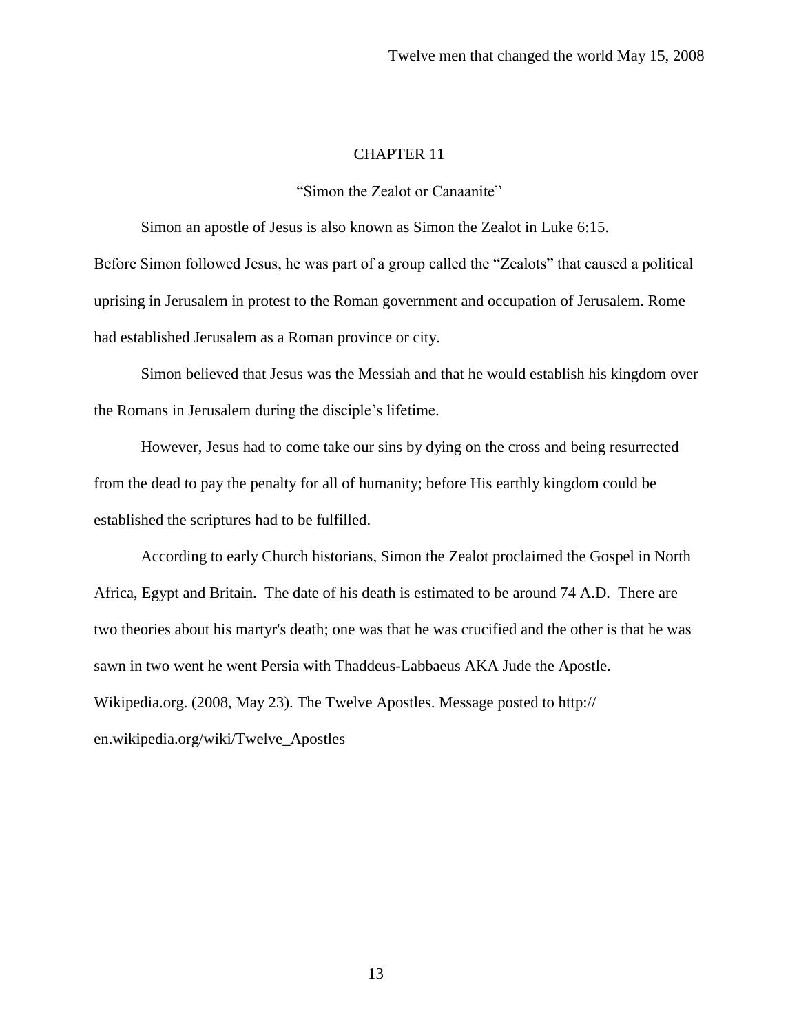## CHAPTER 11

### "Simon the Zealot or Canaanite"

Simon an apostle of Jesus is also known as Simon the Zealot in Luke 6:15. Before Simon followed Jesus, he was part of a group called the "Zealots" that caused a political uprising in Jerusalem in protest to the Roman government and occupation of Jerusalem. Rome had established Jerusalem as a Roman province or city.

Simon believed that Jesus was the Messiah and that he would establish his kingdom over the Romans in Jerusalem during the disciple's lifetime.

However, Jesus had to come take our sins by dying on the cross and being resurrected from the dead to pay the penalty for all of humanity; before His earthly kingdom could be established the scriptures had to be fulfilled.

According to early Church historians, Simon the Zealot proclaimed the Gospel in North Africa, Egypt and Britain. The date of his death is estimated to be around 74 A.D. There are two theories about his martyr's death; one was that he was crucified and the other is that he was sawn in two went he went Persia with Thaddeus-Labbaeus AKA Jude the Apostle. Wikipedia.org. (2008, May 23). The Twelve Apostles. Message posted to http:// en.wikipedia.org/wiki/Twelve_Apostles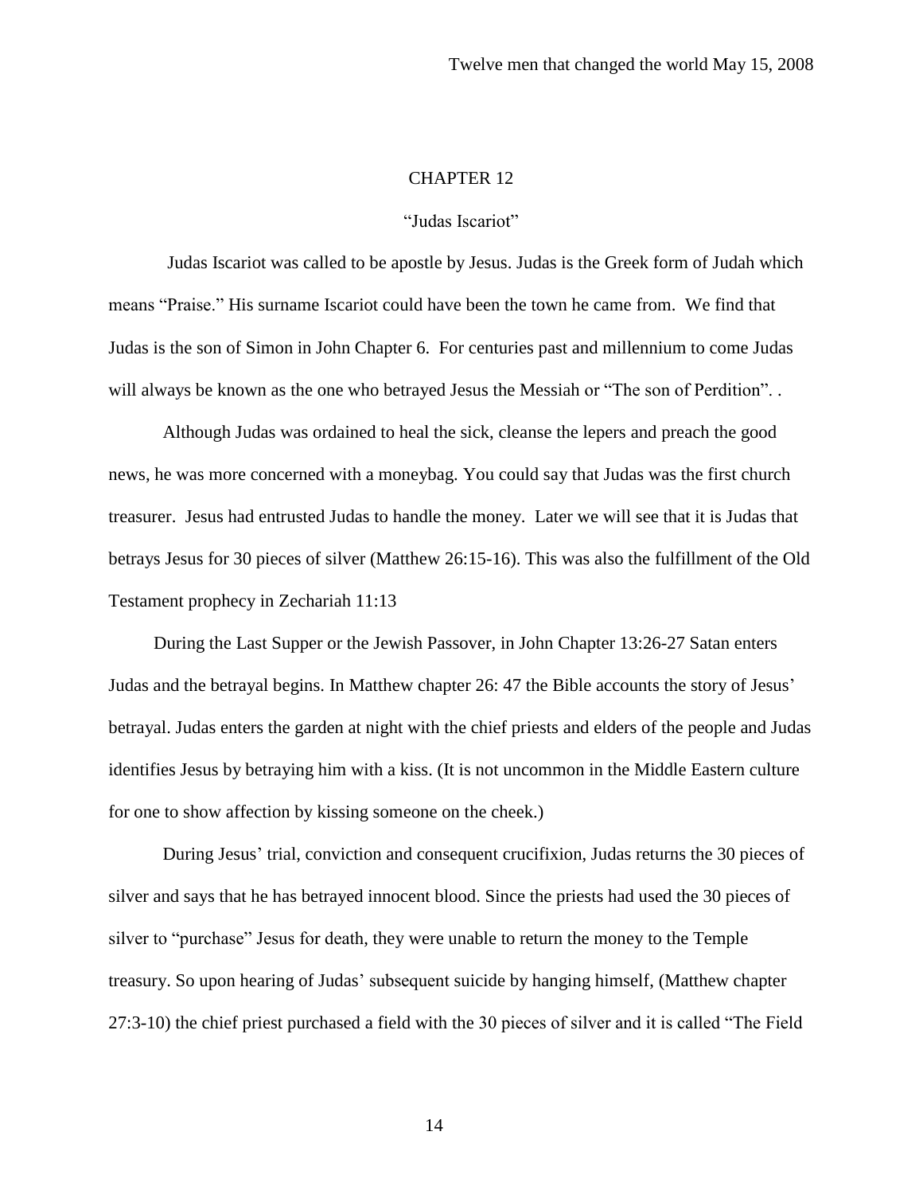CHAPTER 12

"Judas Iscariot"

Judas Iscariot was called to be apostle by Jesus. Judas is the Greek form of Judah which means "Praise." His surname Iscariot could have been the town he came from. We find that Judas is the son of Simon in John Chapter 6. For centuries past and millennium to come Judas will always be known as the one who betrayed Jesus the Messiah or "The son of Perdition". .

Although Judas was ordained to heal the sick, cleanse the lepers and preach the good news, he was more concerned with a moneybag. You could say that Judas was the first church treasurer. Jesus had entrusted Judas to handle the money. Later we will see that it is Judas that betrays Jesus for 30 pieces of silver (Matthew 26:15-16). This was also the fulfillment of the Old Testament prophecy in Zechariah 11:13

During the Last Supper or the Jewish Passover, in John Chapter 13:26-27 Satan enters Judas and the betrayal begins. In Matthew chapter 26: 47 the Bible accounts the story of Jesus' betrayal. Judas enters the garden at night with the chief priests and elders of the people and Judas identifies Jesus by betraying him with a kiss. (It is not uncommon in the Middle Eastern culture for one to show affection by kissing someone on the cheek.)

During Jesus' trial, conviction and consequent crucifixion, Judas returns the 30 pieces of silver and says that he has betrayed innocent blood. Since the priests had used the 30 pieces of silver to "purchase" Jesus for death, they were unable to return the money to the Temple treasury. So upon hearing of Judas' subsequent suicide by hanging himself, (Matthew chapter 27:3-10) the chief priest purchased a field with the 30 pieces of silver and it is called "The Field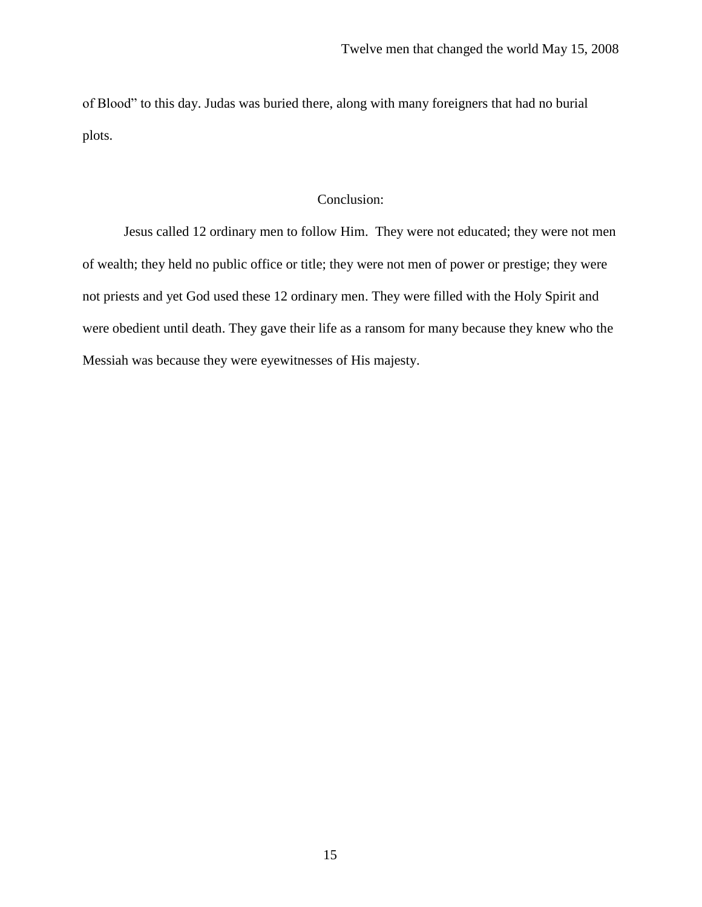of Blood" to this day. Judas was buried there, along with many foreigners that had no burial plots.

## Conclusion:

Jesus called 12 ordinary men to follow Him. They were not educated; they were not men of wealth; they held no public office or title; they were not men of power or prestige; they were not priests and yet God used these 12 ordinary men. They were filled with the Holy Spirit and were obedient until death. They gave their life as a ransom for many because they knew who the Messiah was because they were eyewitnesses of His majesty.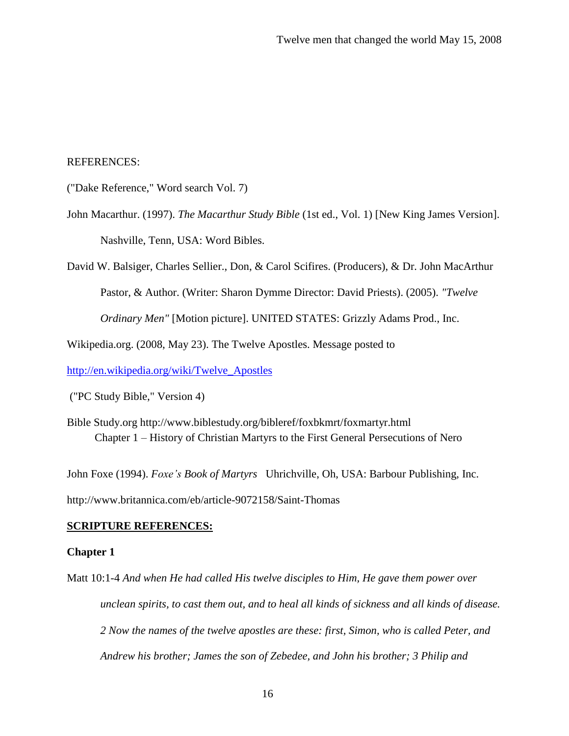REFERENCES:

("Dake Reference," Word search Vol. 7)

John Macarthur. (1997). *The Macarthur Study Bible* (1st ed., Vol. 1) [New King James Version]. Nashville, Tenn, USA: Word Bibles.

David W. Balsiger, Charles Sellier., Don, & Carol Scifires. (Producers), & Dr. John MacArthur Pastor, & Author. (Writer: Sharon Dymme Director: David Priests). (2005). *"Twelve Ordinary Men"* [Motion picture]. UNITED STATES: Grizzly Adams Prod., Inc.

Wikipedia.org. (2008, May 23). The Twelve Apostles. Message posted to

http://en.wikipedia.org/wiki/Twelve_Apostles

("PC Study Bible," Version 4)

Bible Study.org http://www.biblestudy.org/bibleref/foxbkmrt/foxmartyr.html
Chapter 1 – History of Christian Martyrs to the First General Persecutions of Nero

John Foxe (1994). *Foxe's Book of Martyrs* Uhrichville, Oh, USA: Barbour Publishing, Inc.

http://www.britannica.com/eb/article-9072158/Saint-Thomas

**SCRIPTURE REFERENCES:**

**Chapter 1**

Matt 10:1-4 *And when He had called His twelve disciples to Him, He gave them power over unclean spirits, to cast them out, and to heal all kinds of sickness and all kinds of disease. 2 Now the names of the twelve apostles are these: first, Simon, who is called Peter, and Andrew his brother; James the son of Zebedee, and John his brother; 3 Philip and*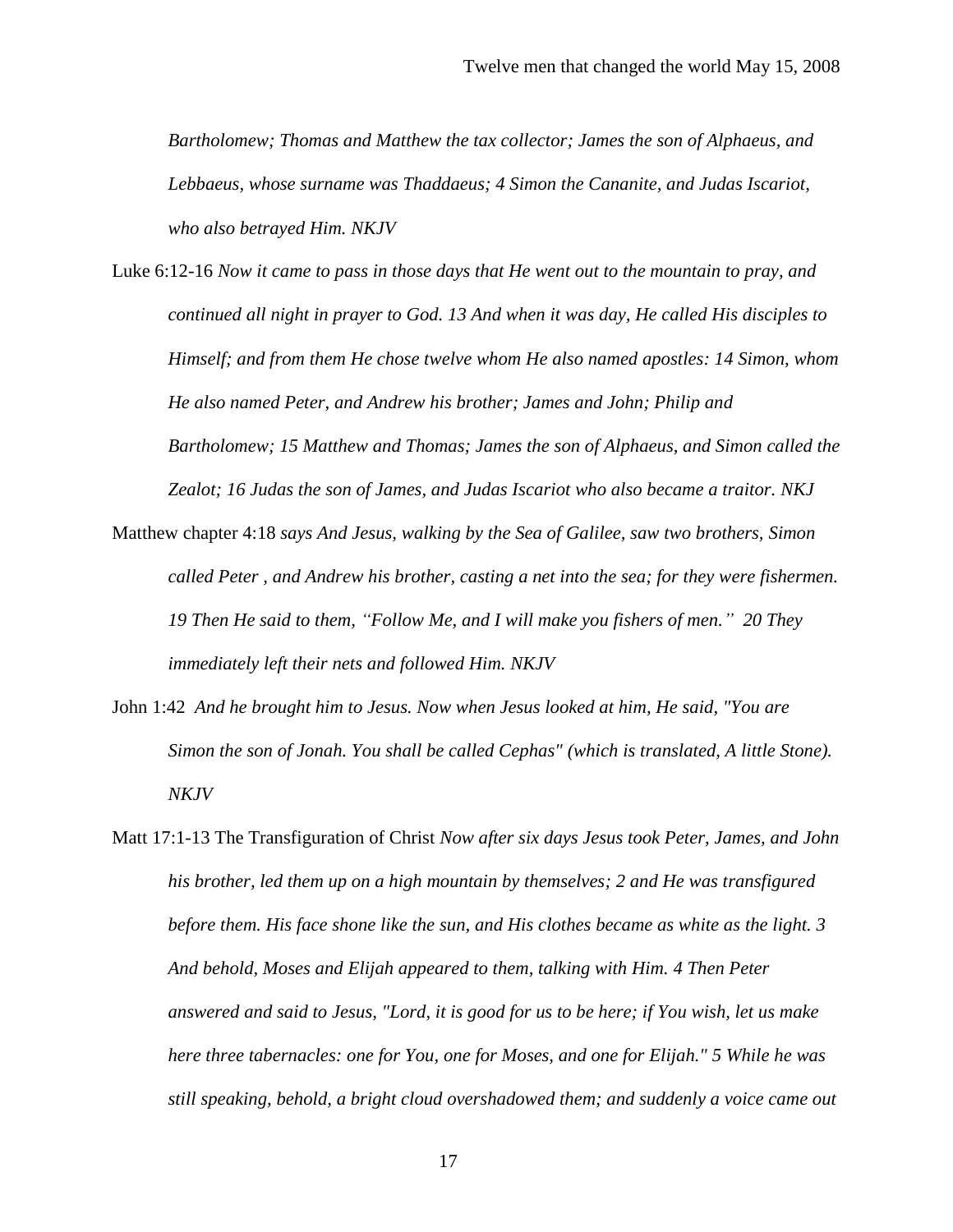*Bartholomew; Thomas and Matthew the tax collector; James the son of Alphaeus, and Lebbaeus, whose surname was Thaddaeus; 4 Simon the Cananite, and Judas Iscariot, who also betrayed Him. NKJV*

Luke 6:12-16 *Now it came to pass in those days that He went out to the mountain to pray, and continued all night in prayer to God. 13 And when it was day, He called His disciples to Himself; and from them He chose twelve whom He also named apostles: 14 Simon, whom He also named Peter, and Andrew his brother; James and John; Philip and Bartholomew; 15 Matthew and Thomas; James the son of Alphaeus, and Simon called the Zealot; 16 Judas the son of James, and Judas Iscariot who also became a traitor. NKJ*

Matthew chapter 4:18 *says And Jesus, walking by the Sea of Galilee, saw two brothers, Simon called Peter , and Andrew his brother, casting a net into the sea; for they were fishermen. 19 Then He said to them, "Follow Me, and I will make you fishers of men." 20 They immediately left their nets and followed Him. NKJV*

John 1:42 *And he brought him to Jesus. Now when Jesus looked at him, He said, "You are Simon the son of Jonah. You shall be called Cephas" (which is translated, A little Stone). NKJV*

Matt 17:1-13 The Transfiguration of Christ *Now after six days Jesus took Peter, James, and John his brother, led them up on a high mountain by themselves; 2 and He was transfigured before them. His face shone like the sun, and His clothes became as white as the light. 3 And behold, Moses and Elijah appeared to them, talking with Him. 4 Then Peter answered and said to Jesus, "Lord, it is good for us to be here; if You wish, let us make here three tabernacles: one for You, one for Moses, and one for Elijah." 5 While he was still speaking, behold, a bright cloud overshadowed them; and suddenly a voice came out*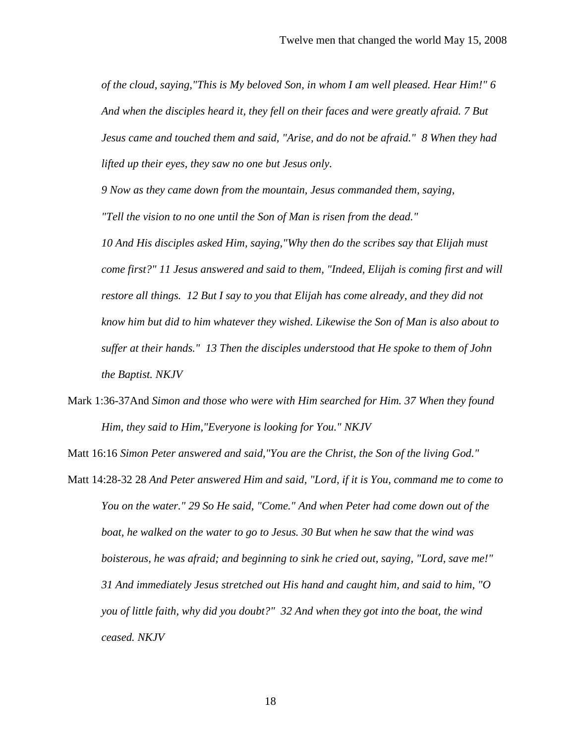*of the cloud, saying,"This is My beloved Son, in whom I am well pleased. Hear Him!" 6 And when the disciples heard it, they fell on their faces and were greatly afraid. 7 But Jesus came and touched them and said, "Arise, and do not be afraid." 8 When they had lifted up their eyes, they saw no one but Jesus only.*

*9 Now as they came down from the mountain, Jesus commanded them, saying, "Tell the vision to no one until the Son of Man is risen from the dead."*

*10 And His disciples asked Him, saying,"Why then do the scribes say that Elijah must come first?" 11 Jesus answered and said to them, "Indeed, Elijah is coming first and will restore all things. 12 But I say to you that Elijah has come already, and they did not know him but did to him whatever they wished. Likewise the Son of Man is also about to suffer at their hands." 13 Then the disciples understood that He spoke to them of John the Baptist. NKJV*

Mark 1:36-37And *Simon and those who were with Him searched for Him. 37 When they found Him, they said to Him,"Everyone is looking for You." NKJV*

Matt 16:16 *Simon Peter answered and said,"You are the Christ, the Son of the living God."*

Matt 14:28-32 28 *And Peter answered Him and said, "Lord, if it is You, command me to come to You on the water." 29 So He said, "Come." And when Peter had come down out of the boat, he walked on the water to go to Jesus. 30 But when he saw that the wind was boisterous, he was afraid; and beginning to sink he cried out, saying, "Lord, save me!" 31 And immediately Jesus stretched out His hand and caught him, and said to him, "O you of little faith, why did you doubt?" 32 And when they got into the boat, the wind ceased. NKJV*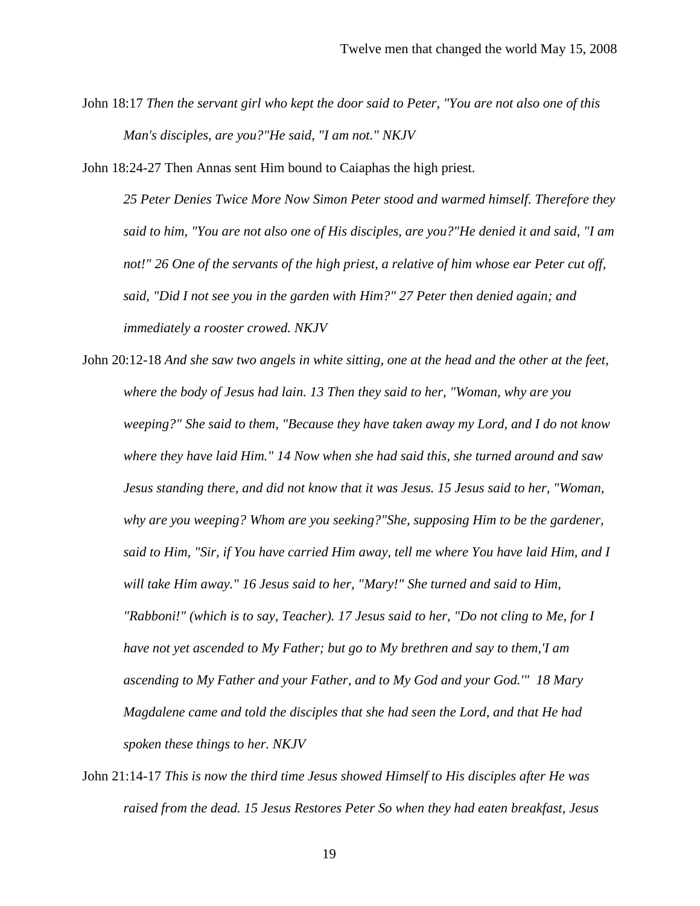John 18:17 *Then the servant girl who kept the door said to Peter, "You are not also one of this Man's disciples, are you?"He said, "I am not." NKJV*

John 18:24-27 Then Annas sent Him bound to Caiaphas the high priest.

*25 Peter Denies Twice More Now Simon Peter stood and warmed himself. Therefore they said to him, "You are not also one of His disciples, are you?"He denied it and said, "I am not!" 26 One of the servants of the high priest, a relative of him whose ear Peter cut off, said, "Did I not see you in the garden with Him?" 27 Peter then denied again; and immediately a rooster crowed. NKJV*

John 20:12-18 *And she saw two angels in white sitting, one at the head and the other at the feet, where the body of Jesus had lain. 13 Then they said to her, "Woman, why are you weeping?" She said to them, "Because they have taken away my Lord, and I do not know where they have laid Him." 14 Now when she had said this, she turned around and saw Jesus standing there, and did not know that it was Jesus. 15 Jesus said to her, "Woman, why are you weeping? Whom are you seeking?"She, supposing Him to be the gardener, said to Him, "Sir, if You have carried Him away, tell me where You have laid Him, and I will take Him away." 16 Jesus said to her, "Mary!" She turned and said to Him, "Rabboni!" (which is to say, Teacher). 17 Jesus said to her, "Do not cling to Me, for I have not yet ascended to My Father; but go to My brethren and say to them,'I am ascending to My Father and your Father, and to My God and your God.'" 18 Mary Magdalene came and told the disciples that she had seen the Lord, and that He had spoken these things to her. NKJV*

John 21:14-17 *This is now the third time Jesus showed Himself to His disciples after He was raised from the dead. 15 Jesus Restores Peter So when they had eaten breakfast, Jesus*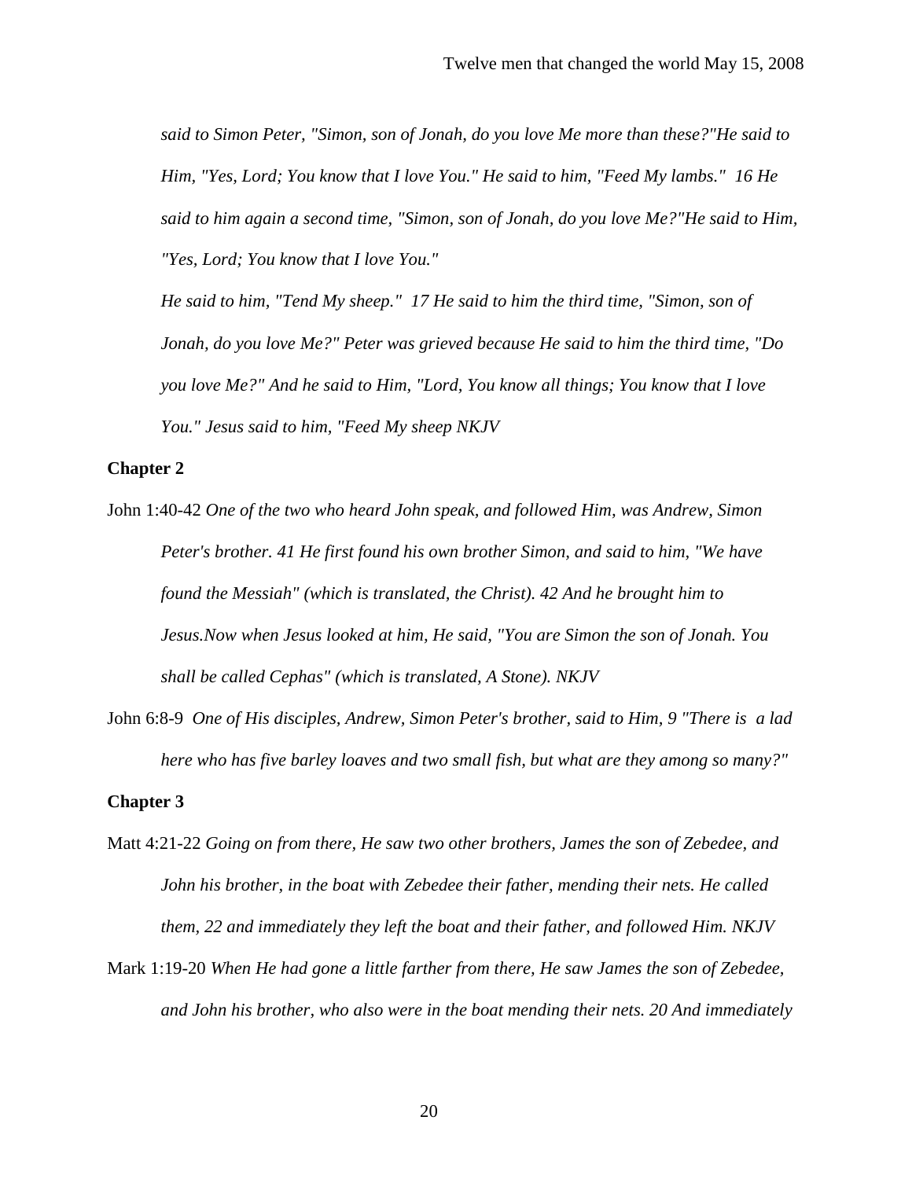*said to Simon Peter, "Simon, son of Jonah, do you love Me more than these?"He said to Him, "Yes, Lord; You know that I love You." He said to him, "Feed My lambs." 16 He said to him again a second time, "Simon, son of Jonah, do you love Me?"He said to Him, "Yes, Lord; You know that I love You."*

*He said to him, "Tend My sheep." 17 He said to him the third time, "Simon, son of Jonah, do you love Me?" Peter was grieved because He said to him the third time, "Do you love Me?" And he said to Him, "Lord, You know all things; You know that I love You." Jesus said to him, "Feed My sheep NKJV*

**Chapter 2**

John 1:40-42 *One of the two who heard John speak, and followed Him, was Andrew, Simon Peter's brother. 41 He first found his own brother Simon, and said to him, "We have found the Messiah" (which is translated, the Christ). 42 And he brought him to Jesus.Now when Jesus looked at him, He said, "You are Simon the son of Jonah. You shall be called Cephas" (which is translated, A Stone). NKJV*

John 6:8-9 *One of His disciples, Andrew, Simon Peter's brother, said to Him, 9 "There is a lad here who has five barley loaves and two small fish, but what are they among so many?"*

**Chapter 3**

Matt 4:21-22 *Going on from there, He saw two other brothers, James the son of Zebedee, and John his brother, in the boat with Zebedee their father, mending their nets. He called them, 22 and immediately they left the boat and their father, and followed Him. NKJV*

Mark 1:19-20 *When He had gone a little farther from there, He saw James the son of Zebedee, and John his brother, who also were in the boat mending their nets. 20 And immediately*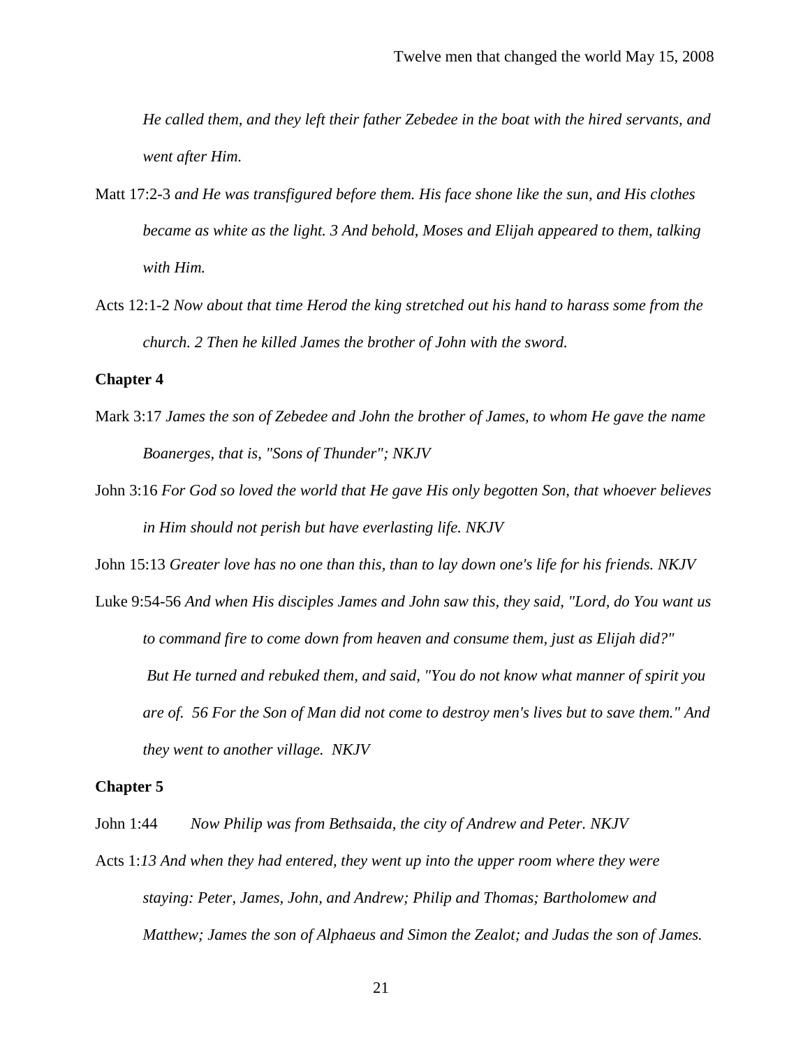*He called them, and they left their father Zebedee in the boat with the hired servants, and went after Him.*

Matt 17:2-3 *and He was transfigured before them. His face shone like the sun, and His clothes became as white as the light. 3 And behold, Moses and Elijah appeared to them, talking with Him.*

Acts 12:1-2 *Now about that time Herod the king stretched out his hand to harass some from the church. 2 Then he killed James the brother of John with the sword.*

**Chapter 4**

Mark 3:17 *James the son of Zebedee and John the brother of James, to whom He gave the name Boanerges, that is, "Sons of Thunder"; NKJV*

John 3:16 *For God so loved the world that He gave His only begotten Son, that whoever believes in Him should not perish but have everlasting life. NKJV*

John 15:13 *Greater love has no one than this, than to lay down one's life for his friends. NKJV*

Luke 9:54-56 *And when His disciples James and John saw this, they said, "Lord, do You want us to command fire to come down from heaven and consume them, just as Elijah did?" But He turned and rebuked them, and said, "You do not know what manner of spirit you are of. 56 For the Son of Man did not come to destroy men's lives but to save them." And they went to another village. NKJV*

**Chapter 5**

John 1:44 *Now Philip was from Bethsaida, the city of Andrew and Peter. NKJV*

Acts 1:*13 And when they had entered, they went up into the upper room where they were staying: Peter, James, John, and Andrew; Philip and Thomas; Bartholomew and Matthew; James the son of Alphaeus and Simon the Zealot; and Judas the son of James.*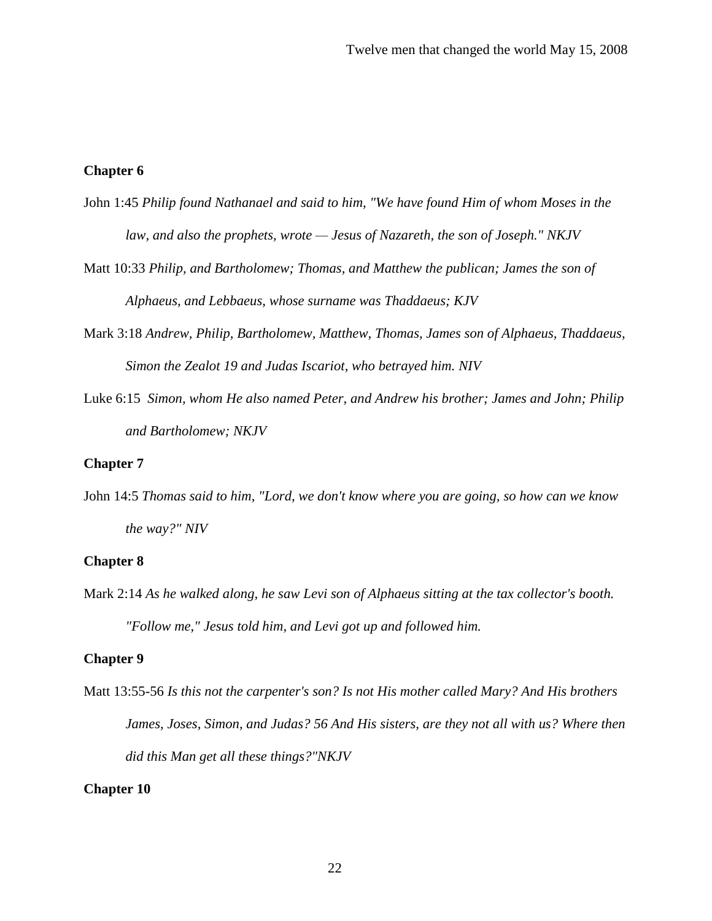**Chapter 6**

John 1:45 *Philip found Nathanael and said to him, "We have found Him of whom Moses in the law, and also the prophets, wrote — Jesus of Nazareth, the son of Joseph." NKJV*

Matt 10:33 *Philip, and Bartholomew; Thomas, and Matthew the publican; James the son of Alphaeus, and Lebbaeus, whose surname was Thaddaeus; KJV*

Mark 3:18 *Andrew, Philip, Bartholomew, Matthew, Thomas, James son of Alphaeus, Thaddaeus, Simon the Zealot 19 and Judas Iscariot, who betrayed him. NIV*

Luke 6:15 *Simon, whom He also named Peter, and Andrew his brother; James and John; Philip and Bartholomew; NKJV*

**Chapter 7**

John 14:5 *Thomas said to him, "Lord, we don't know where you are going, so how can we know the way?" NIV*

**Chapter 8**

Mark 2:14 *As he walked along, he saw Levi son of Alphaeus sitting at the tax collector's booth. "Follow me," Jesus told him, and Levi got up and followed him.*

**Chapter 9**

Matt 13:55-56 *Is this not the carpenter's son? Is not His mother called Mary? And His brothers James, Joses, Simon, and Judas? 56 And His sisters, are they not all with us? Where then did this Man get all these things?"NKJV*

**Chapter 10**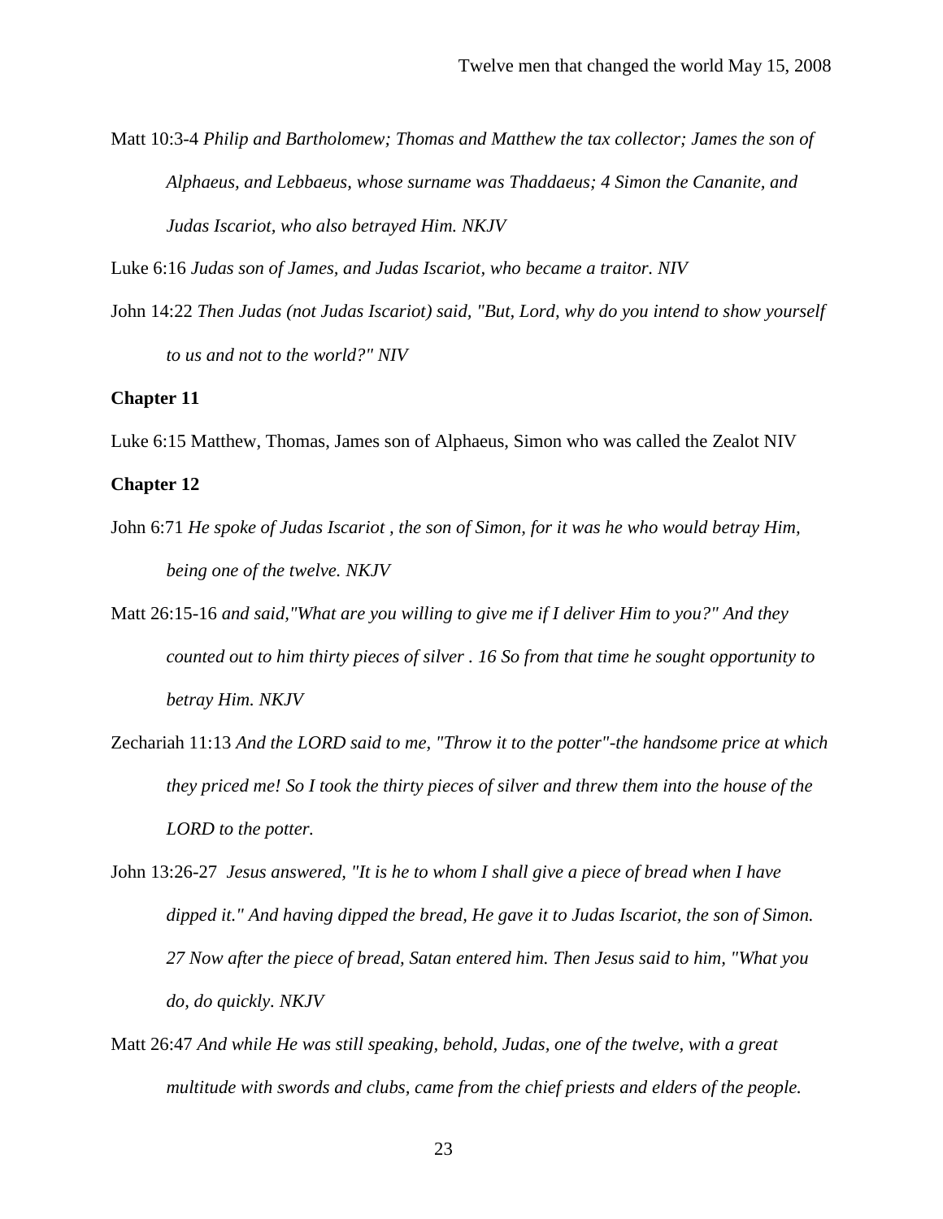Matt 10:3-4 *Philip and Bartholomew; Thomas and Matthew the tax collector; James the son of Alphaeus, and Lebbaeus, whose surname was Thaddaeus; 4 Simon the Cananite, and Judas Iscariot, who also betrayed Him. NKJV*

Luke 6:16 *Judas son of James, and Judas Iscariot, who became a traitor. NIV*

John 14:22 *Then Judas (not Judas Iscariot) said, "But, Lord, why do you intend to show yourself to us and not to the world?" NIV*

**Chapter 11**

Luke 6:15 Matthew, Thomas, James son of Alphaeus, Simon who was called the Zealot NIV

**Chapter 12**

John 6:71 *He spoke of Judas Iscariot , the son of Simon, for it was he who would betray Him, being one of the twelve. NKJV*

Matt 26:15-16 *and said,"What are you willing to give me if I deliver Him to you?" And they counted out to him thirty pieces of silver . 16 So from that time he sought opportunity to betray Him. NKJV*

Zechariah 11:13 *And the LORD said to me, "Throw it to the potter"-the handsome price at which they priced me! So I took the thirty pieces of silver and threw them into the house of the LORD to the potter.*

John 13:26-27 *Jesus answered, "It is he to whom I shall give a piece of bread when I have dipped it." And having dipped the bread, He gave it to Judas Iscariot, the son of Simon. 27 Now after the piece of bread, Satan entered him. Then Jesus said to him, "What you do, do quickly. NKJV*

Matt 26:47 *And while He was still speaking, behold, Judas, one of the twelve, with a great multitude with swords and clubs, came from the chief priests and elders of the people.*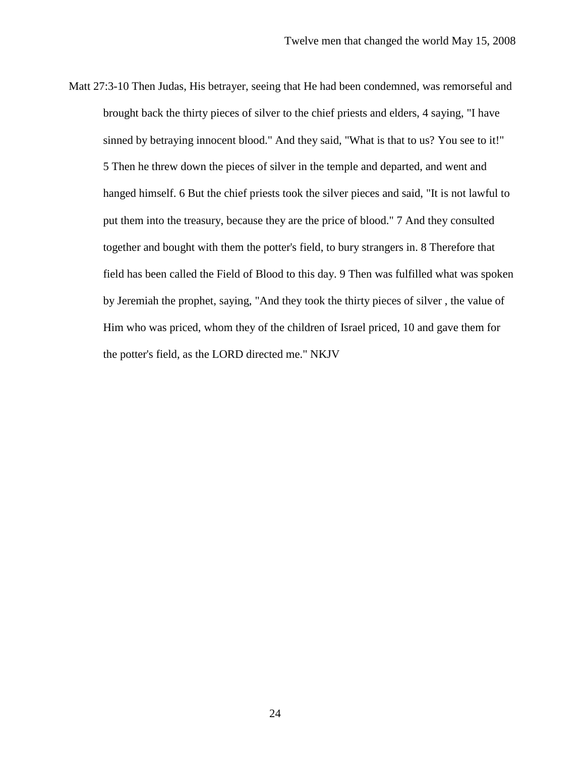Matt 27:3-10 Then Judas, His betrayer, seeing that He had been condemned, was remorseful and brought back the thirty pieces of silver to the chief priests and elders, 4 saying, "I have sinned by betraying innocent blood." And they said, "What is that to us? You see to it!" 5 Then he threw down the pieces of silver in the temple and departed, and went and hanged himself. 6 But the chief priests took the silver pieces and said, "It is not lawful to put them into the treasury, because they are the price of blood." 7 And they consulted together and bought with them the potter's field, to bury strangers in. 8 Therefore that field has been called the Field of Blood to this day. 9 Then was fulfilled what was spoken by Jeremiah the prophet, saying, "And they took the thirty pieces of silver , the value of Him who was priced, whom they of the children of Israel priced, 10 and gave them for the potter's field, as the LORD directed me." NKJV